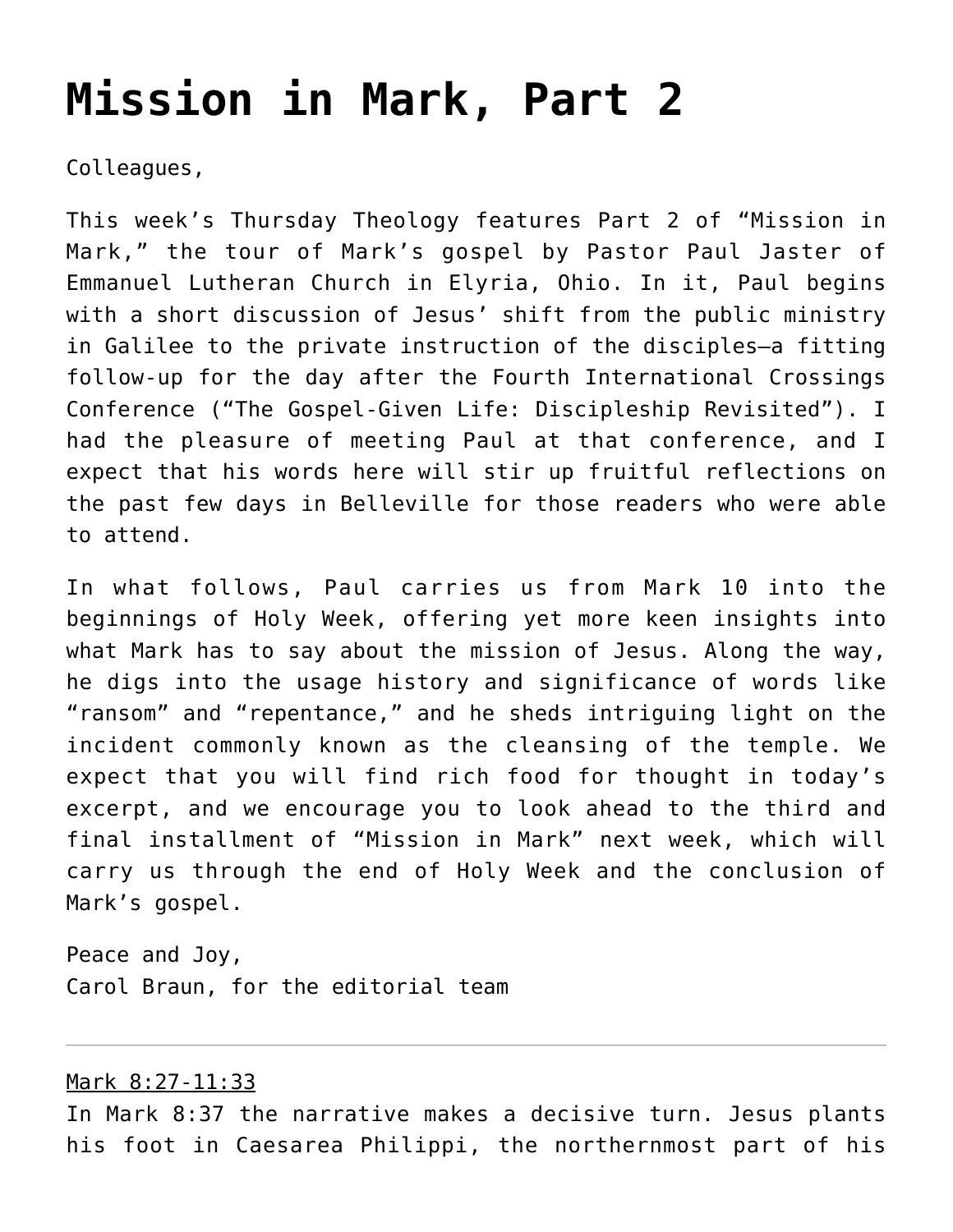# Mission in Mark, Part 2

Colleagues,

This week's Thursday Theology features Part 2 of "Mission in Mark," the tour of Mark's gospel by Pastor Paul Jaster of Emmanuel Lutheran Church in Elyria, Ohio. In it, Paul begins with a short discussion of Jesus' shift from the public ministry in Galilee to the private instruction of the disciples—a fitting follow-up for the day after the Fourth International Crossings Conference ("The Gospel-Given Life: Discipleship Revisited"). I had the pleasure of meeting Paul at that conference, and I expect that his words here will stir up fruitful reflections on the past few days in Belleville for those readers who were able to attend.

In what follows, Paul carries us from Mark 10 into the beginnings of Holy Week, offering yet more keen insights into what Mark has to say about the mission of Jesus. Along the way, he digs into the usage history and significance of words like "ransom" and "repentance," and he sheds intriguing light on the incident commonly known as the cleansing of the temple. We expect that you will find rich food for thought in today's excerpt, and we encourage you to look ahead to the third and final installment of "Mission in Mark" next week, which will carry us through the end of Holy Week and the conclusion of Mark's gospel.

Peace and Joy,  
Carol Braun, for the editorial team

---

<u>Mark 8:27-11:33</u>  
In Mark 8:37 the narrative makes a decisive turn. Jesus plants his foot in Caesarea Philippi, the northernmost part of his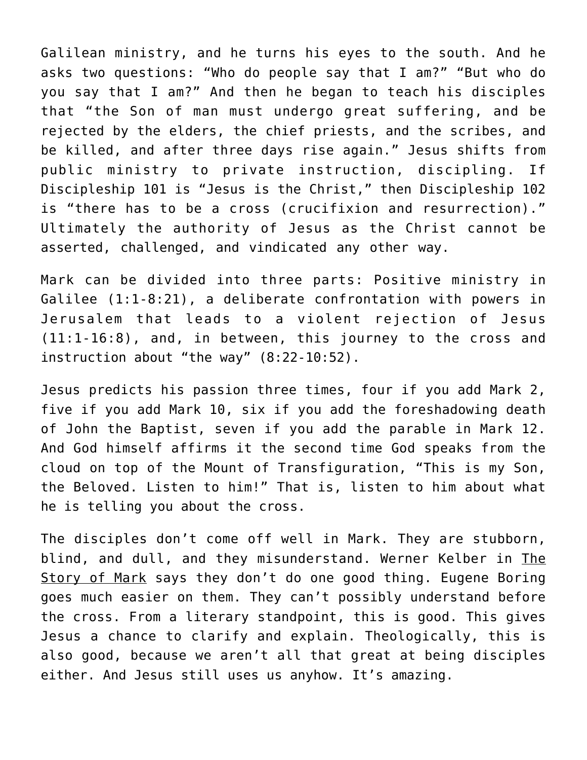Galilean ministry, and he turns his eyes to the south. And he asks two questions: "Who do people say that I am?" "But who do you say that I am?" And then he began to teach his disciples that "the Son of man must undergo great suffering, and be rejected by the elders, the chief priests, and the scribes, and be killed, and after three days rise again." Jesus shifts from public ministry to private instruction, discipling. If Discipleship 101 is "Jesus is the Christ," then Discipleship 102 is "there has to be a cross (crucifixion and resurrection)." Ultimately the authority of Jesus as the Christ cannot be asserted, challenged, and vindicated any other way.

Mark can be divided into three parts: Positive ministry in Galilee (1:1-8:21), a deliberate confrontation with powers in Jerusalem that leads to a violent rejection of Jesus (11:1-16:8), and, in between, this journey to the cross and instruction about "the way" (8:22-10:52).

Jesus predicts his passion three times, four if you add Mark 2, five if you add Mark 10, six if you add the foreshadowing death of John the Baptist, seven if you add the parable in Mark 12. And God himself affirms it the second time God speaks from the cloud on top of the Mount of Transfiguration, "This is my Son, the Beloved. Listen to him!" That is, listen to him about what he is telling you about the cross.

The disciples don't come off well in Mark. They are stubborn, blind, and dull, and they misunderstand. Werner Kelber in The Story of Mark says they don't do one good thing. Eugene Boring goes much easier on them. They can't possibly understand before the cross. From a literary standpoint, this is good. This gives Jesus a chance to clarify and explain. Theologically, this is also good, because we aren't all that great at being disciples either. And Jesus still uses us anyhow. It's amazing.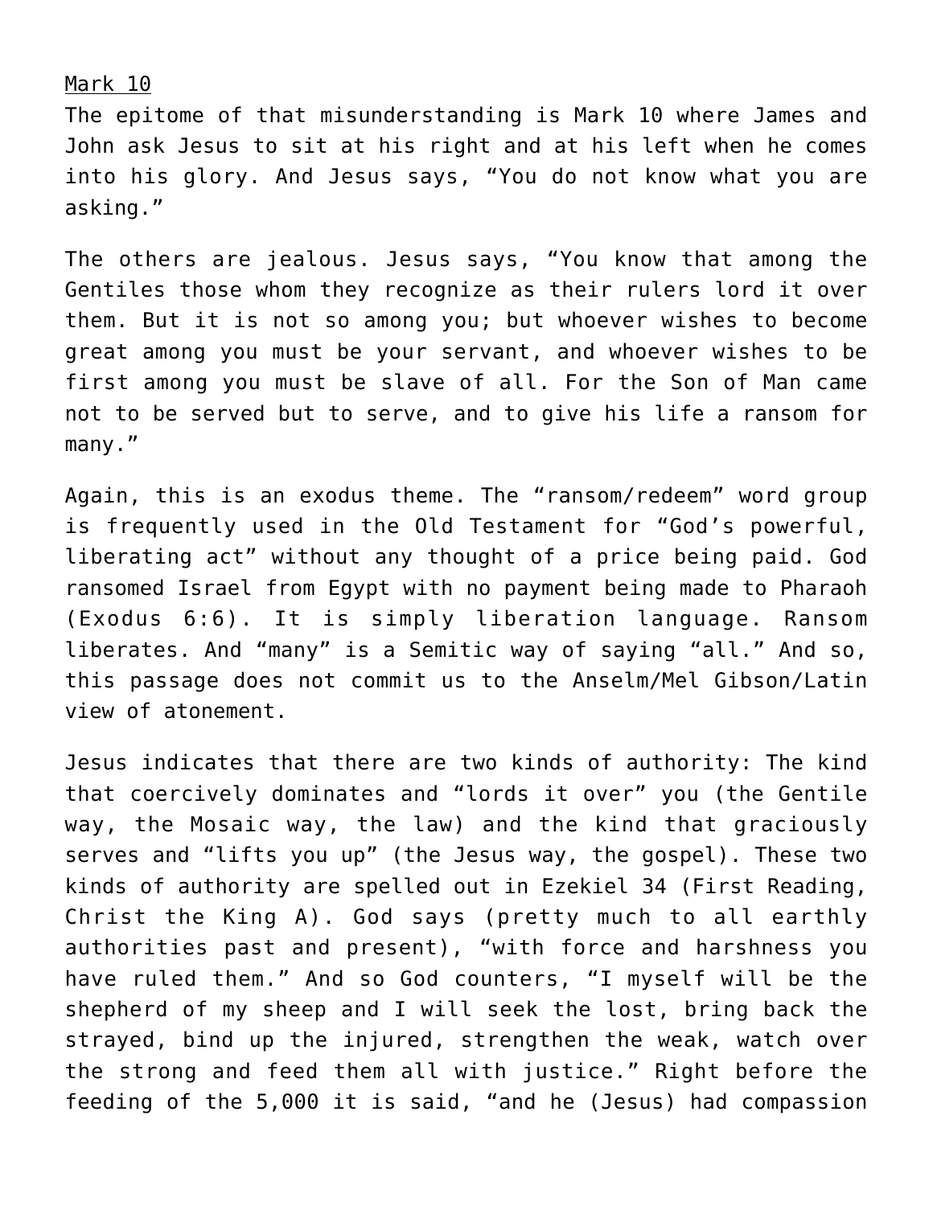Mark 10

The epitome of that misunderstanding is Mark 10 where James and John ask Jesus to sit at his right and at his left when he comes into his glory. And Jesus says, “You do not know what you are asking.”

The others are jealous. Jesus says, “You know that among the Gentiles those whom they recognize as their rulers lord it over them. But it is not so among you; but whoever wishes to become great among you must be your servant, and whoever wishes to be first among you must be slave of all. For the Son of Man came not to be served but to serve, and to give his life a ransom for many.”

Again, this is an exodus theme. The “ransom/redeem” word group is frequently used in the Old Testament for “God’s powerful, liberating act” without any thought of a price being paid. God ransomed Israel from Egypt with no payment being made to Pharaoh (Exodus 6:6). It is simply liberation language. Ransom liberates. And “many” is a Semitic way of saying “all.” And so, this passage does not commit us to the Anselm/Mel Gibson/Latin view of atonement.

Jesus indicates that there are two kinds of authority: The kind that coercively dominates and “lords it over” you (the Gentile way, the Mosaic way, the law) and the kind that graciously serves and “lifts you up” (the Jesus way, the gospel). These two kinds of authority are spelled out in Ezekiel 34 (First Reading, Christ the King A). God says (pretty much to all earthly authorities past and present), “with force and harshness you have ruled them.” And so God counters, “I myself will be the shepherd of my sheep and I will seek the lost, bring back the strayed, bind up the injured, strengthen the weak, watch over the strong and feed them all with justice.” Right before the feeding of the 5,000 it is said, “and he (Jesus) had compassion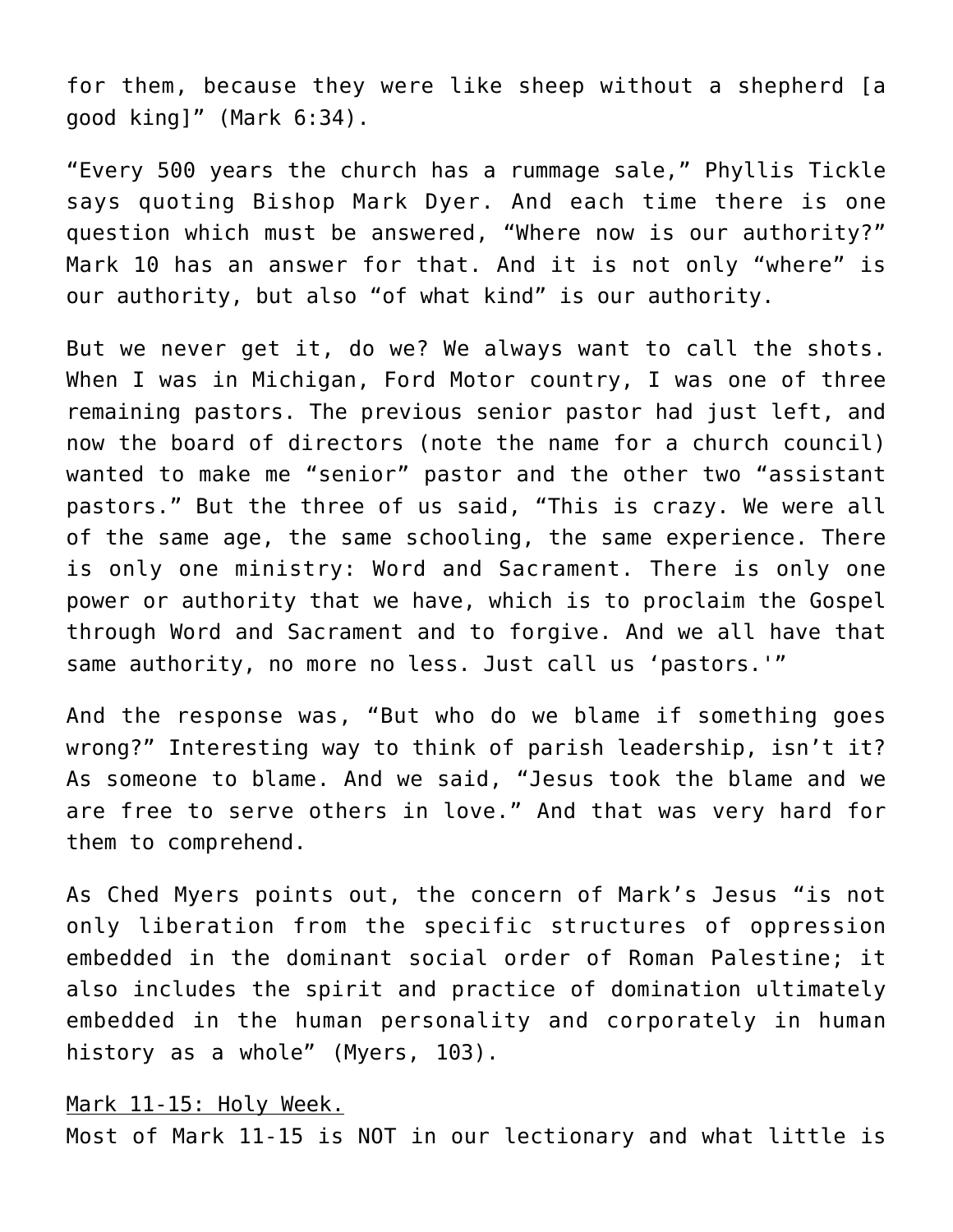for them, because they were like sheep without a shepherd [a good king]" (Mark 6:34).

"Every 500 years the church has a rummage sale," Phyllis Tickle says quoting Bishop Mark Dyer. And each time there is one question which must be answered, "Where now is our authority?" Mark 10 has an answer for that. And it is not only "where" is our authority, but also "of what kind" is our authority.

But we never get it, do we? We always want to call the shots. When I was in Michigan, Ford Motor country, I was one of three remaining pastors. The previous senior pastor had just left, and now the board of directors (note the name for a church council) wanted to make me "senior" pastor and the other two "assistant pastors." But the three of us said, "This is crazy. We were all of the same age, the same schooling, the same experience. There is only one ministry: Word and Sacrament. There is only one power or authority that we have, which is to proclaim the Gospel through Word and Sacrament and to forgive. And we all have that same authority, no more no less. Just call us 'pastors.'"

And the response was, "But who do we blame if something goes wrong?" Interesting way to think of parish leadership, isn't it? As someone to blame. And we said, "Jesus took the blame and we are free to serve others in love." And that was very hard for them to comprehend.

As Ched Myers points out, the concern of Mark's Jesus "is not only liberation from the specific structures of oppression embedded in the dominant social order of Roman Palestine; it also includes the spirit and practice of domination ultimately embedded in the human personality and corporately in human history as a whole" (Myers, 103).

<u>Mark 11-15: Holy Week.</u>
Most of Mark 11-15 is NOT in our lectionary and what little is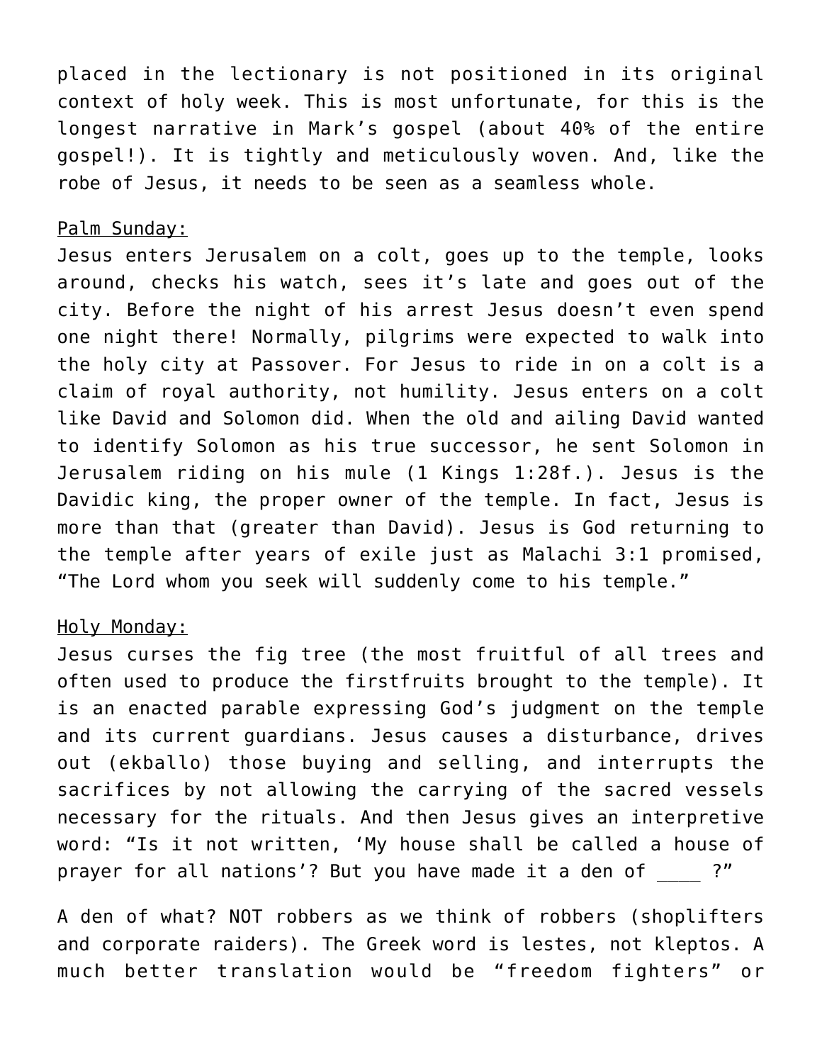placed in the lectionary is not positioned in its original context of holy week. This is most unfortunate, for this is the longest narrative in Mark's gospel (about 40% of the entire gospel!). It is tightly and meticulously woven. And, like the robe of Jesus, it needs to be seen as a seamless whole.

<u>Palm Sunday:</u>
Jesus enters Jerusalem on a colt, goes up to the temple, looks around, checks his watch, sees it's late and goes out of the city. Before the night of his arrest Jesus doesn't even spend one night there! Normally, pilgrims were expected to walk into the holy city at Passover. For Jesus to ride in on a colt is a claim of royal authority, not humility. Jesus enters on a colt like David and Solomon did. When the old and ailing David wanted to identify Solomon as his true successor, he sent Solomon in Jerusalem riding on his mule (1 Kings 1:28f.). Jesus is the Davidic king, the proper owner of the temple. In fact, Jesus is more than that (greater than David). Jesus is God returning to the temple after years of exile just as Malachi 3:1 promised, "The Lord whom you seek will suddenly come to his temple."

<u>Holy Monday:</u>
Jesus curses the fig tree (the most fruitful of all trees and often used to produce the firstfruits brought to the temple). It is an enacted parable expressing God's judgment on the temple and its current guardians. Jesus causes a disturbance, drives out (ekballo) those buying and selling, and interrupts the sacrifices by not allowing the carrying of the sacred vessels necessary for the rituals. And then Jesus gives an interpretive word: "Is it not written, 'My house shall be called a house of prayer for all nations'? But you have made it a den of ____ ?"

A den of what? NOT robbers as we think of robbers (shoplifters and corporate raiders). The Greek word is lestes, not kleptos. A much better translation would be "freedom fighters" or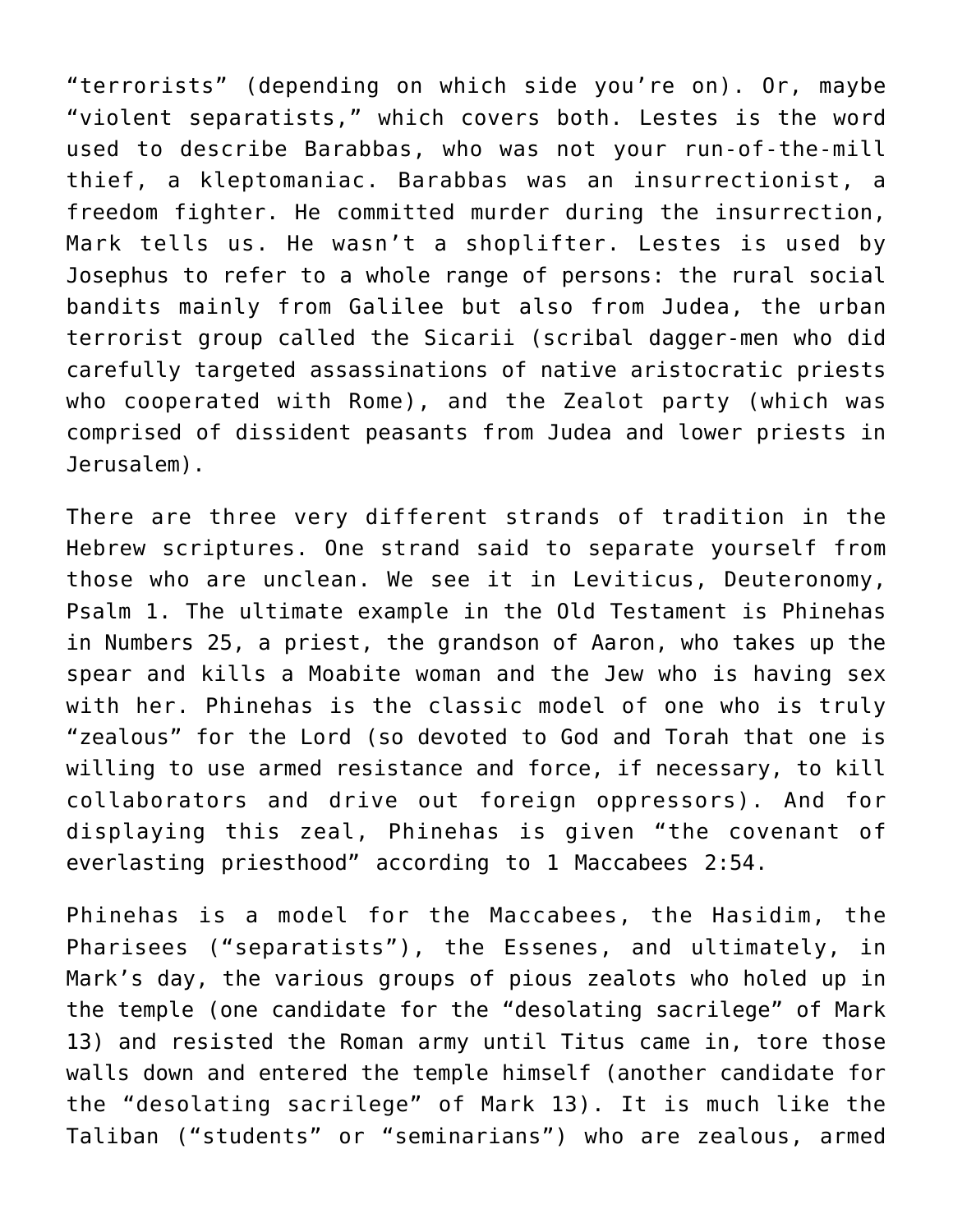“terrorists” (depending on which side you’re on). Or, maybe “violent separatists,” which covers both. Lestes is the word used to describe Barabbas, who was not your run-of-the-mill thief, a kleptomaniac. Barabbas was an insurrectionist, a freedom fighter. He committed murder during the insurrection, Mark tells us. He wasn’t a shoplifter. Lestes is used by Josephus to refer to a whole range of persons: the rural social bandits mainly from Galilee but also from Judea, the urban terrorist group called the Sicarii (scribal dagger-men who did carefully targeted assassinations of native aristocratic priests who cooperated with Rome), and the Zealot party (which was comprised of dissident peasants from Judea and lower priests in Jerusalem).

There are three very different strands of tradition in the Hebrew scriptures. One strand said to separate yourself from those who are unclean. We see it in Leviticus, Deuteronomy, Psalm 1. The ultimate example in the Old Testament is Phinehas in Numbers 25, a priest, the grandson of Aaron, who takes up the spear and kills a Moabite woman and the Jew who is having sex with her. Phinehas is the classic model of one who is truly “zealous” for the Lord (so devoted to God and Torah that one is willing to use armed resistance and force, if necessary, to kill collaborators and drive out foreign oppressors). And for displaying this zeal, Phinehas is given “the covenant of everlasting priesthood” according to 1 Maccabees 2:54.

Phinehas is a model for the Maccabees, the Hasidim, the Pharisees (“separatists”), the Essenes, and ultimately, in Mark’s day, the various groups of pious zealots who holed up in the temple (one candidate for the “desolating sacrilege” of Mark 13) and resisted the Roman army until Titus came in, tore those walls down and entered the temple himself (another candidate for the “desolating sacrilege” of Mark 13). It is much like the Taliban (“students” or “seminarians”) who are zealous, armed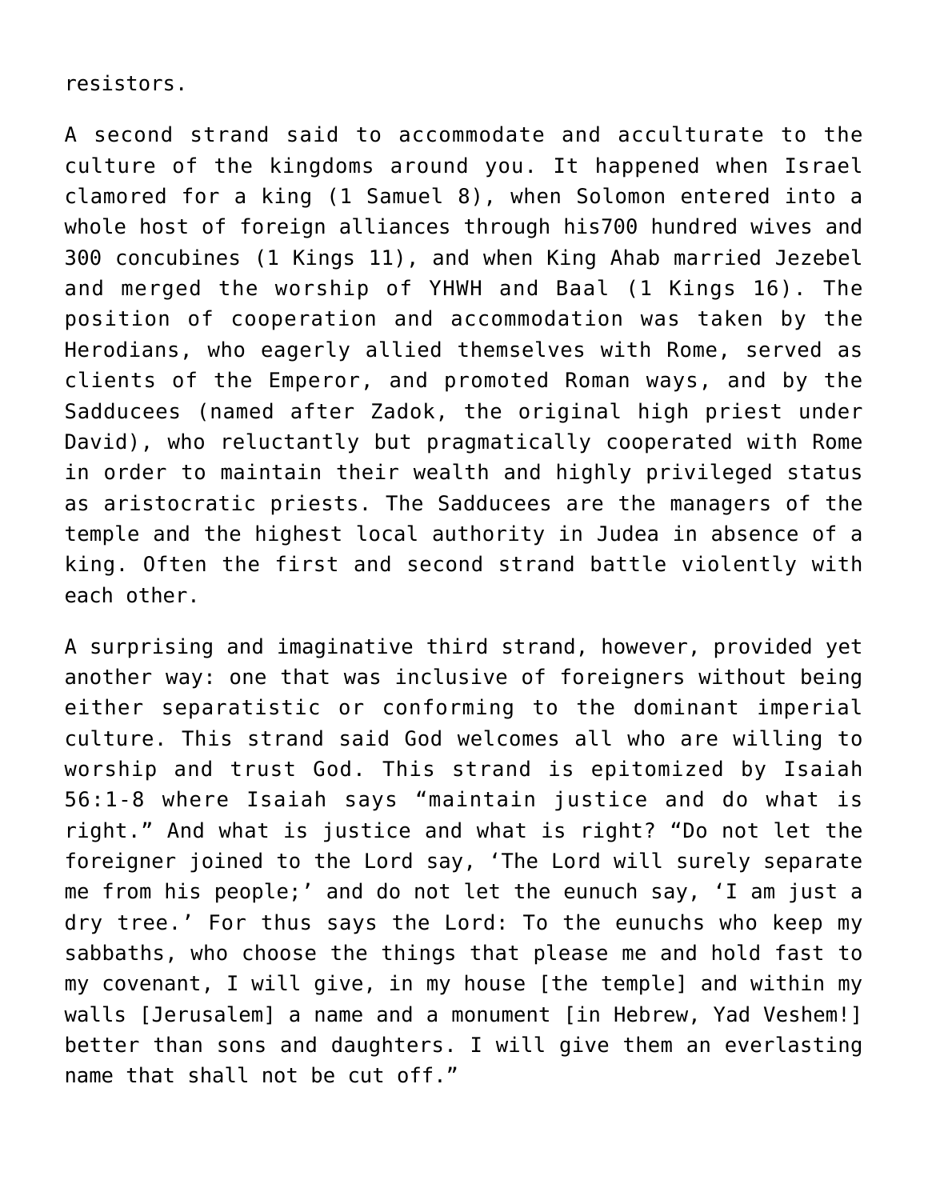resistors.

A second strand said to accommodate and acculturate to the culture of the kingdoms around you. It happened when Israel clamored for a king (1 Samuel 8), when Solomon entered into a whole host of foreign alliances through his700 hundred wives and 300 concubines (1 Kings 11), and when King Ahab married Jezebel and merged the worship of YHWH and Baal (1 Kings 16). The position of cooperation and accommodation was taken by the Herodians, who eagerly allied themselves with Rome, served as clients of the Emperor, and promoted Roman ways, and by the Sadducees (named after Zadok, the original high priest under David), who reluctantly but pragmatically cooperated with Rome in order to maintain their wealth and highly privileged status as aristocratic priests. The Sadducees are the managers of the temple and the highest local authority in Judea in absence of a king. Often the first and second strand battle violently with each other.

A surprising and imaginative third strand, however, provided yet another way: one that was inclusive of foreigners without being either separatistic or conforming to the dominant imperial culture. This strand said God welcomes all who are willing to worship and trust God. This strand is epitomized by Isaiah 56:1-8 where Isaiah says "maintain justice and do what is right." And what is justice and what is right? "Do not let the foreigner joined to the Lord say, 'The Lord will surely separate me from his people;' and do not let the eunuch say, 'I am just a dry tree.' For thus says the Lord: To the eunuchs who keep my sabbaths, who choose the things that please me and hold fast to my covenant, I will give, in my house [the temple] and within my walls [Jerusalem] a name and a monument [in Hebrew, Yad Veshem!] better than sons and daughters. I will give them an everlasting name that shall not be cut off."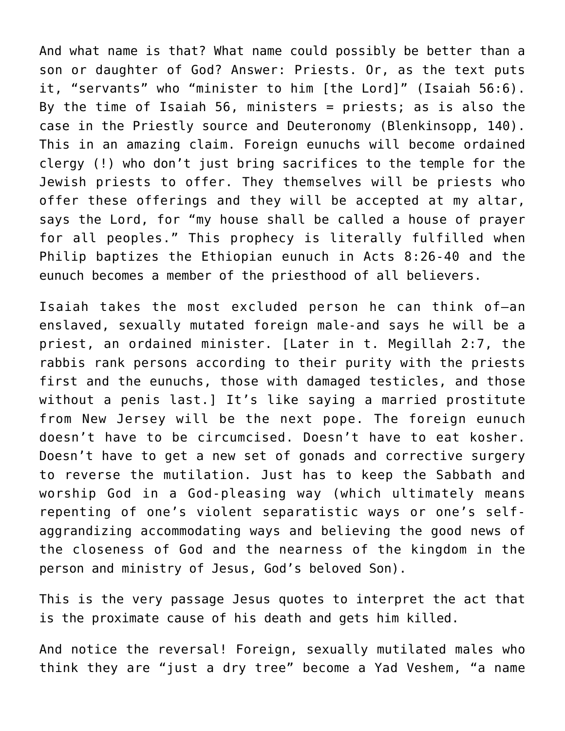And what name is that? What name could possibly be better than a son or daughter of God? Answer: Priests. Or, as the text puts it, "servants" who "minister to him [the Lord]" (Isaiah 56:6). By the time of Isaiah 56, ministers = priests; as is also the case in the Priestly source and Deuteronomy (Blenkinsopp, 140). This in an amazing claim. Foreign eunuchs will become ordained clergy (!) who don't just bring sacrifices to the temple for the Jewish priests to offer. They themselves will be priests who offer these offerings and they will be accepted at my altar, says the Lord, for "my house shall be called a house of prayer for all peoples." This prophecy is literally fulfilled when Philip baptizes the Ethiopian eunuch in Acts 8:26-40 and the eunuch becomes a member of the priesthood of all believers.

Isaiah takes the most excluded person he can think of—an enslaved, sexually mutated foreign male-and says he will be a priest, an ordained minister. [Later in t. Megillah 2:7, the rabbis rank persons according to their purity with the priests first and the eunuchs, those with damaged testicles, and those without a penis last.] It's like saying a married prostitute from New Jersey will be the next pope. The foreign eunuch doesn't have to be circumcised. Doesn't have to eat kosher. Doesn't have to get a new set of gonads and corrective surgery to reverse the mutilation. Just has to keep the Sabbath and worship God in a God-pleasing way (which ultimately means repenting of one's violent separatistic ways or one's self-aggrandizing accommodating ways and believing the good news of the closeness of God and the nearness of the kingdom in the person and ministry of Jesus, God's beloved Son).

This is the very passage Jesus quotes to interpret the act that is the proximate cause of his death and gets him killed.

And notice the reversal! Foreign, sexually mutilated males who think they are "just a dry tree" become a Yad Veshem, "a name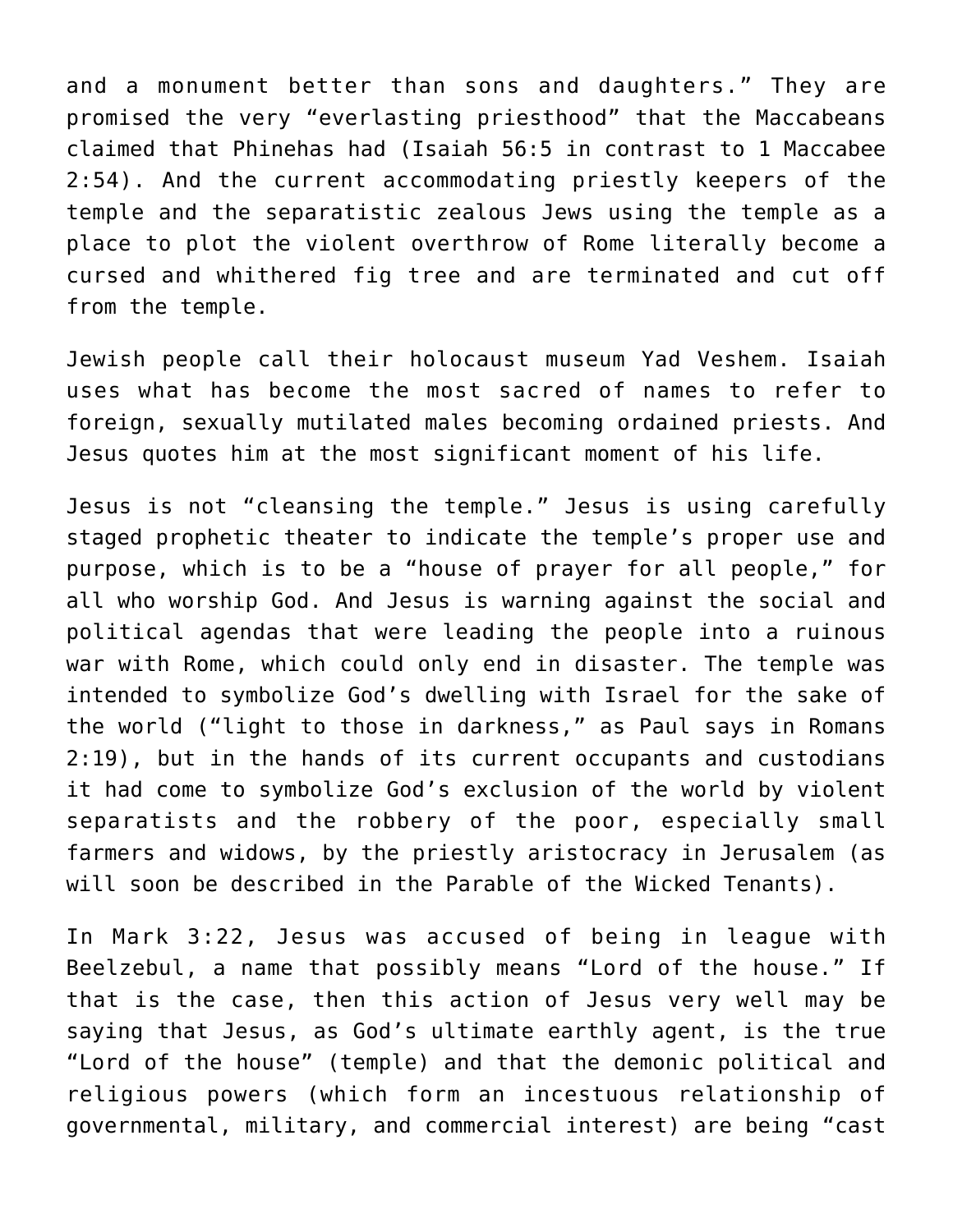and a monument better than sons and daughters." They are promised the very "everlasting priesthood" that the Maccabeans claimed that Phinehas had (Isaiah 56:5 in contrast to 1 Maccabee 2:54). And the current accommodating priestly keepers of the temple and the separatistic zealous Jews using the temple as a place to plot the violent overthrow of Rome literally become a cursed and whithered fig tree and are terminated and cut off from the temple.

Jewish people call their holocaust museum Yad Veshem. Isaiah uses what has become the most sacred of names to refer to foreign, sexually mutilated males becoming ordained priests. And Jesus quotes him at the most significant moment of his life.

Jesus is not "cleansing the temple." Jesus is using carefully staged prophetic theater to indicate the temple's proper use and purpose, which is to be a "house of prayer for all people," for all who worship God. And Jesus is warning against the social and political agendas that were leading the people into a ruinous war with Rome, which could only end in disaster. The temple was intended to symbolize God's dwelling with Israel for the sake of the world ("light to those in darkness," as Paul says in Romans 2:19), but in the hands of its current occupants and custodians it had come to symbolize God's exclusion of the world by violent separatists and the robbery of the poor, especially small farmers and widows, by the priestly aristocracy in Jerusalem (as will soon be described in the Parable of the Wicked Tenants).

In Mark 3:22, Jesus was accused of being in league with Beelzebul, a name that possibly means "Lord of the house." If that is the case, then this action of Jesus very well may be saying that Jesus, as God's ultimate earthly agent, is the true "Lord of the house" (temple) and that the demonic political and religious powers (which form an incestuous relationship of governmental, military, and commercial interest) are being "cast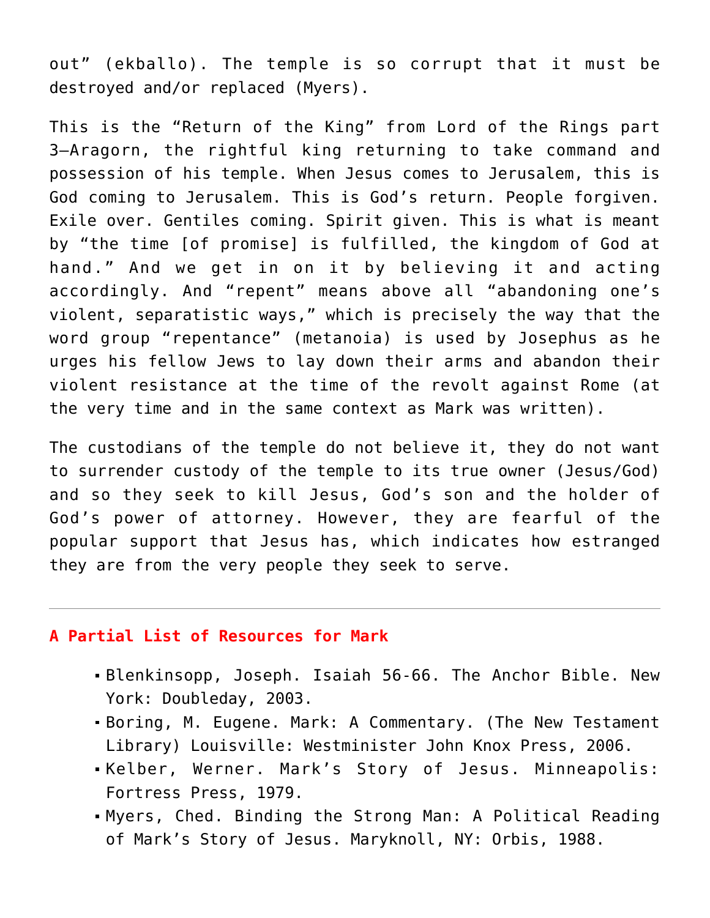out" (ekballo). The temple is so corrupt that it must be destroyed and/or replaced (Myers).

This is the "Return of the King" from Lord of the Rings part 3—Aragorn, the rightful king returning to take command and possession of his temple. When Jesus comes to Jerusalem, this is God coming to Jerusalem. This is God's return. People forgiven. Exile over. Gentiles coming. Spirit given. This is what is meant by "the time [of promise] is fulfilled, the kingdom of God at hand." And we get in on it by believing it and acting accordingly. And "repent" means above all "abandoning one's violent, separatistic ways," which is precisely the way that the word group "repentance" (metanoia) is used by Josephus as he urges his fellow Jews to lay down their arms and abandon their violent resistance at the time of the revolt against Rome (at the very time and in the same context as Mark was written).

The custodians of the temple do not believe it, they do not want to surrender custody of the temple to its true owner (Jesus/God) and so they seek to kill Jesus, God's son and the holder of God's power of attorney. However, they are fearful of the popular support that Jesus has, which indicates how estranged they are from the very people they seek to serve.

---

## A Partial List of Resources for Mark

- Blenkinsopp, Joseph. Isaiah 56-66. The Anchor Bible. New York: Doubleday, 2003.
- Boring, M. Eugene. Mark: A Commentary. (The New Testament Library) Louisville: Westminister John Knox Press, 2006.
- Kelber, Werner. Mark's Story of Jesus. Minneapolis: Fortress Press, 1979.
- Myers, Ched. Binding the Strong Man: A Political Reading of Mark's Story of Jesus. Maryknoll, NY: Orbis, 1988.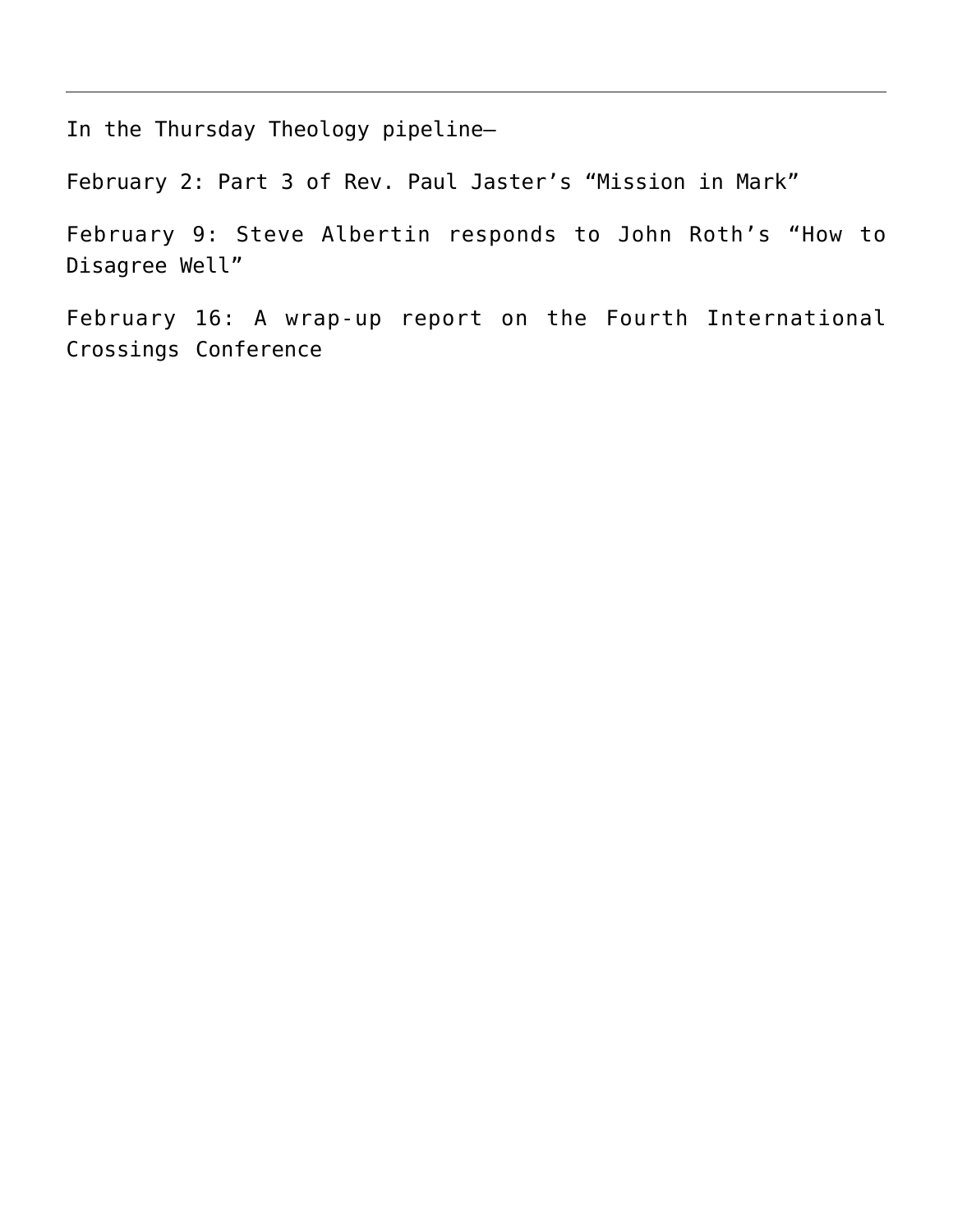---

In the Thursday Theology pipeline—

February 2: Part 3 of Rev. Paul Jaster's "Mission in Mark"

February 9: Steve Albertin responds to John Roth's "How to Disagree Well"

February 16: A wrap-up report on the Fourth International Crossings Conference